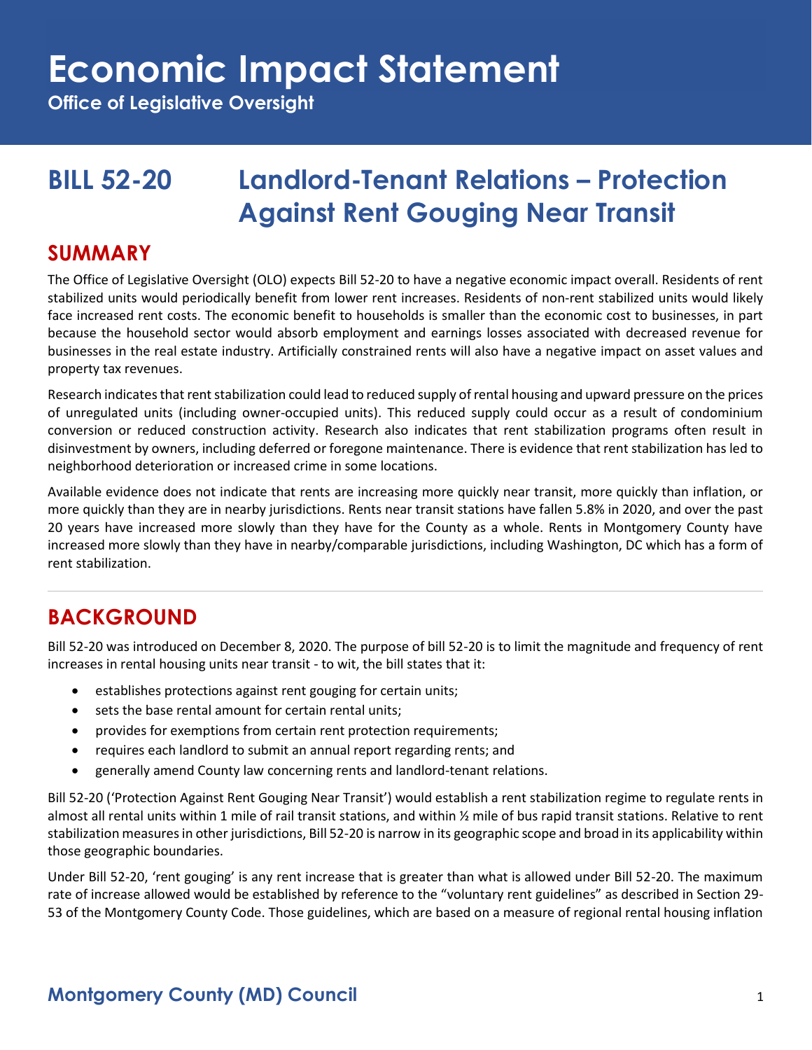# Economic Impact Statement

**Office of Legislative Oversight**

## BILL 52-20 Landlord-Tenant Relations – Protection Against Rent Gouging Near Transit

## SUMMARY

The Office of Legislative Oversight (OLO) expects Bill 52-20 to have a negative economic impact overall. Residents of rent stabilized units would periodically benefit from lower rent increases. Residents of non-rent stabilized units would likely face increased rent costs. The economic benefit to households is smaller than the economic cost to businesses, in part because the household sector would absorb employment and earnings losses associated with decreased revenue for businesses in the real estate industry. Artificially constrained rents will also have a negative impact on asset values and property tax revenues.

Research indicates that rent stabilization could lead to reduced supply of rental housing and upward pressure on the prices of unregulated units (including owner-occupied units). This reduced supply could occur as a result of condominium conversion or reduced construction activity. Research also indicates that rent stabilization programs often result in disinvestment by owners, including deferred or foregone maintenance. There is evidence that rent stabilization has led to neighborhood deterioration or increased crime in some locations.

Available evidence does not indicate that rents are increasing more quickly near transit, more quickly than inflation, or more quickly than they are in nearby jurisdictions. Rents near transit stations have fallen 5.8% in 2020, and over the past 20 years have increased more slowly than they have for the County as a whole. Rents in Montgomery County have increased more slowly than they have in nearby/comparable jurisdictions, including Washington, DC which has a form of rent stabilization.

## BACKGROUND

Bill 52-20 was introduced on December 8, 2020. The purpose of bill 52-20 is to limit the magnitude and frequency of rent increases in rental housing units near transit - to wit, the bill states that it:

- establishes protections against rent gouging for certain units;
- sets the base rental amount for certain rental units;
- provides for exemptions from certain rent protection requirements;
- requires each landlord to submit an annual report regarding rents; and
- generally amend County law concerning rents and landlord-tenant relations.

Bill 52-20 ('Protection Against Rent Gouging Near Transit') would establish a rent stabilization regime to regulate rents in almost all rental units within 1 mile of rail transit stations, and within ½ mile of bus rapid transit stations. Relative to rent stabilization measures in other jurisdictions, Bill 52-20 is narrow in its geographic scope and broad in its applicability within those geographic boundaries.

Under Bill 52-20, 'rent gouging' is any rent increase that is greater than what is allowed under Bill 52-20. The maximum rate of increase allowed would be established by reference to the "voluntary rent guidelines" as described in Section 29-53 of the Montgomery County Code. Those guidelines, which are based on a measure of regional rental housing inflation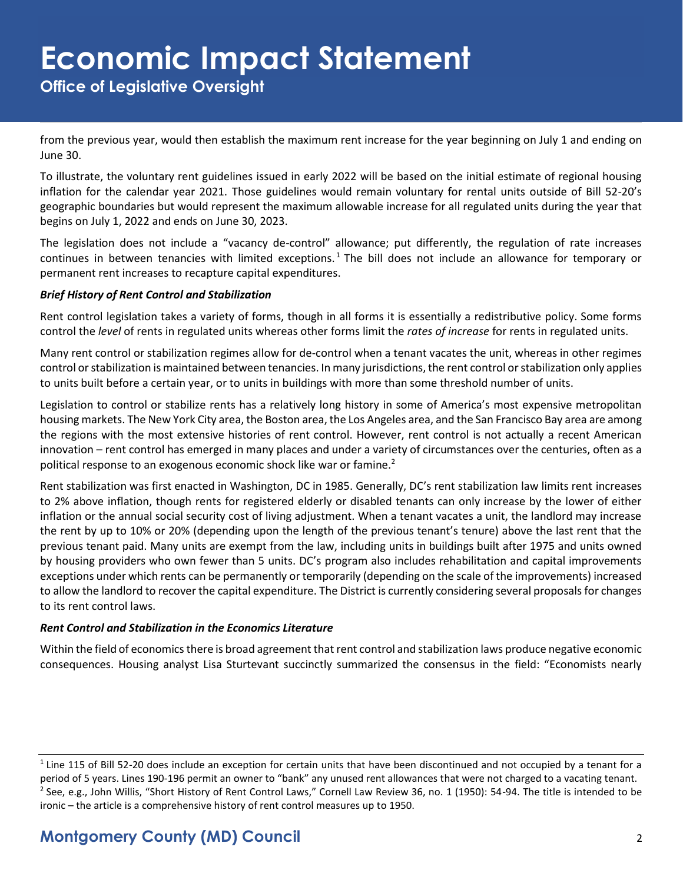from the previous year, would then establish the maximum rent increase for the year beginning on July 1 and ending on June 30.

To illustrate, the voluntary rent guidelines issued in early 2022 will be based on the initial estimate of regional housing inflation for the calendar year 2021. Those guidelines would remain voluntary for rental units outside of Bill 52-20's geographic boundaries but would represent the maximum allowable increase for all regulated units during the year that begins on July 1, 2022 and ends on June 30, 2023.

The legislation does not include a "vacancy de-control" allowance; put differently, the regulation of rate increases continues in between tenancies with limited exceptions.[1] The bill does not include an allowance for temporary or permanent rent increases to recapture capital expenditures.

### *Brief History of Rent Control and Stabilization*

Rent control legislation takes a variety of forms, though in all forms it is essentially a redistributive policy. Some forms control the *level* of rents in regulated units whereas other forms limit the *rates of increase* for rents in regulated units.

Many rent control or stabilization regimes allow for de-control when a tenant vacates the unit, whereas in other regimes control or stabilization is maintained between tenancies. In many jurisdictions, the rent control or stabilization only applies to units built before a certain year, or to units in buildings with more than some threshold number of units.

Legislation to control or stabilize rents has a relatively long history in some of America's most expensive metropolitan housing markets. The New York City area, the Boston area, the Los Angeles area, and the San Francisco Bay area are among the regions with the most extensive histories of rent control. However, rent control is not actually a recent American innovation – rent control has emerged in many places and under a variety of circumstances over the centuries, often as a political response to an exogenous economic shock like war or famine.[2]

Rent stabilization was first enacted in Washington, DC in 1985. Generally, DC's rent stabilization law limits rent increases to 2% above inflation, though rents for registered elderly or disabled tenants can only increase by the lower of either inflation or the annual social security cost of living adjustment. When a tenant vacates a unit, the landlord may increase the rent by up to 10% or 20% (depending upon the length of the previous tenant's tenure) above the last rent that the previous tenant paid. Many units are exempt from the law, including units in buildings built after 1975 and units owned by housing providers who own fewer than 5 units. DC's program also includes rehabilitation and capital improvements exceptions under which rents can be permanently or temporarily (depending on the scale of the improvements) increased to allow the landlord to recover the capital expenditure. The District is currently considering several proposals for changes to its rent control laws.

### *Rent Control and Stabilization in the Economics Literature*

Within the field of economics there is broad agreement that rent control and stabilization laws produce negative economic consequences. Housing analyst Lisa Sturtevant succinctly summarized the consensus in the field: "Economists nearly

---

[1] Line 115 of Bill 52-20 does include an exception for certain units that have been discontinued and not occupied by a tenant for a period of 5 years. Lines 190-196 permit an owner to "bank" any unused rent allowances that were not charged to a vacating tenant.

[2] See, e.g., John Willis, "Short History of Rent Control Laws," Cornell Law Review 36, no. 1 (1950): 54-94. The title is intended to be ironic – the article is a comprehensive history of rent control measures up to 1950.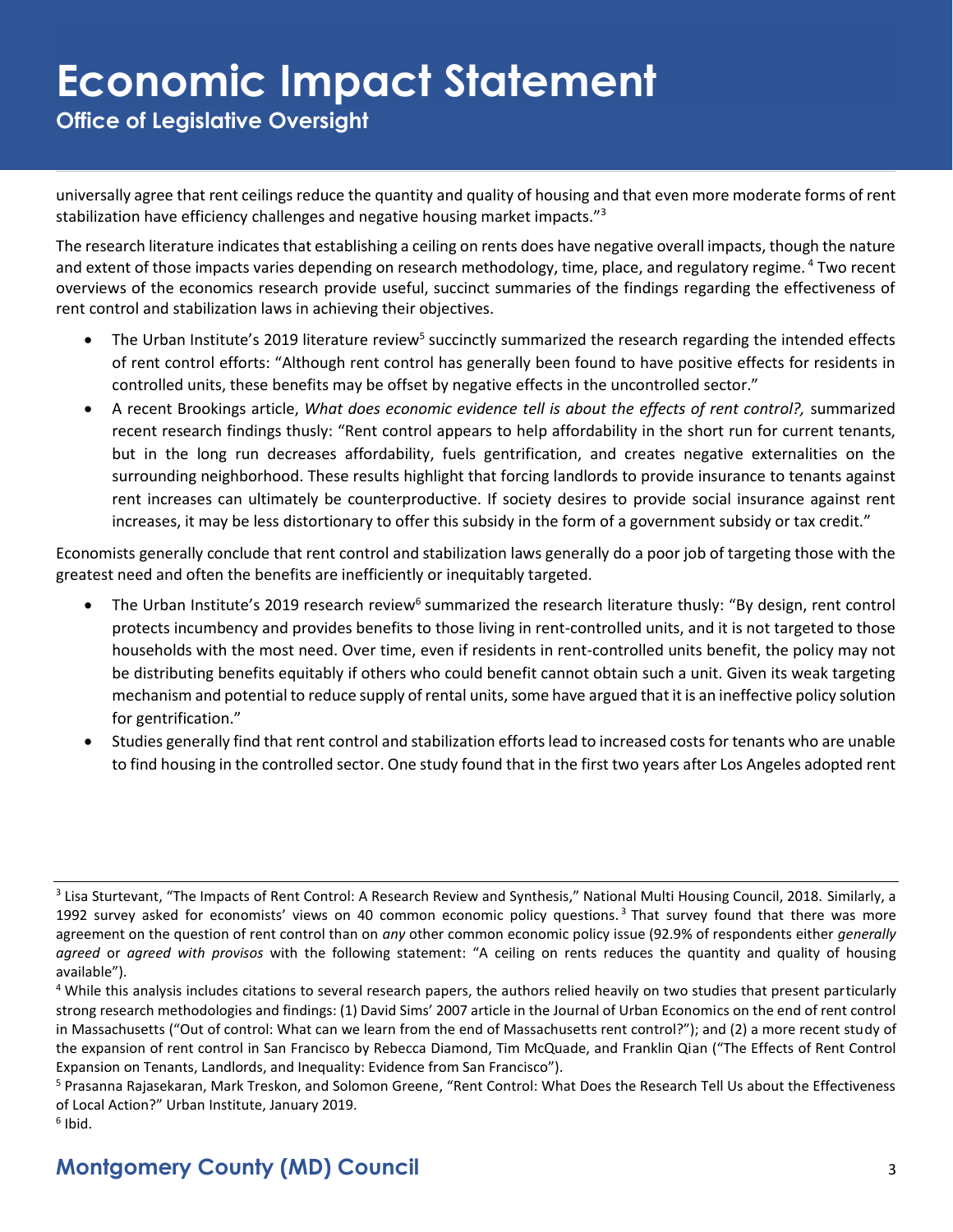universally agree that rent ceilings reduce the quantity and quality of housing and that even more moderate forms of rent stabilization have efficiency challenges and negative housing market impacts."[3]

The research literature indicates that establishing a ceiling on rents does have negative overall impacts, though the nature and extent of those impacts varies depending on research methodology, time, place, and regulatory regime.[4] Two recent overviews of the economics research provide useful, succinct summaries of the findings regarding the effectiveness of rent control and stabilization laws in achieving their objectives.

- The Urban Institute's 2019 literature review[5] succinctly summarized the research regarding the intended effects of rent control efforts: "Although rent control has generally been found to have positive effects for residents in controlled units, these benefits may be offset by negative effects in the uncontrolled sector."
- A recent Brookings article, *What does economic evidence tell is about the effects of rent control?,* summarized recent research findings thusly: "Rent control appears to help affordability in the short run for current tenants, but in the long run decreases affordability, fuels gentrification, and creates negative externalities on the surrounding neighborhood. These results highlight that forcing landlords to provide insurance to tenants against rent increases can ultimately be counterproductive. If society desires to provide social insurance against rent increases, it may be less distortionary to offer this subsidy in the form of a government subsidy or tax credit."

Economists generally conclude that rent control and stabilization laws generally do a poor job of targeting those with the greatest need and often the benefits are inefficiently or inequitably targeted.

- The Urban Institute's 2019 research review[6] summarized the research literature thusly: "By design, rent control protects incumbency and provides benefits to those living in rent-controlled units, and it is not targeted to those households with the most need. Over time, even if residents in rent-controlled units benefit, the policy may not be distributing benefits equitably if others who could benefit cannot obtain such a unit. Given its weak targeting mechanism and potential to reduce supply of rental units, some have argued that it is an ineffective policy solution for gentrification."
- Studies generally find that rent control and stabilization efforts lead to increased costs for tenants who are unable to find housing in the controlled sector. One study found that in the first two years after Los Angeles adopted rent

---

[3] Lisa Sturtevant, "The Impacts of Rent Control: A Research Review and Synthesis," National Multi Housing Council, 2018. Similarly, a 1992 survey asked for economists' views on 40 common economic policy questions.[3] That survey found that there was more agreement on the question of rent control than on *any* other common economic policy issue (92.9% of respondents either *generally agreed* or *agreed with provisos* with the following statement: "A ceiling on rents reduces the quantity and quality of housing available").

[4] While this analysis includes citations to several research papers, the authors relied heavily on two studies that present particularly strong research methodologies and findings: (1) David Sims' 2007 article in the Journal of Urban Economics on the end of rent control in Massachusetts ("Out of control: What can we learn from the end of Massachusetts rent control?"); and (2) a more recent study of the expansion of rent control in San Francisco by Rebecca Diamond, Tim McQuade, and Franklin Qian ("The Effects of Rent Control Expansion on Tenants, Landlords, and Inequality: Evidence from San Francisco").

[5] Prasanna Rajasekaran, Mark Treskon, and Solomon Greene, "Rent Control: What Does the Research Tell Us about the Effectiveness of Local Action?" Urban Institute, January 2019.

[6] Ibid.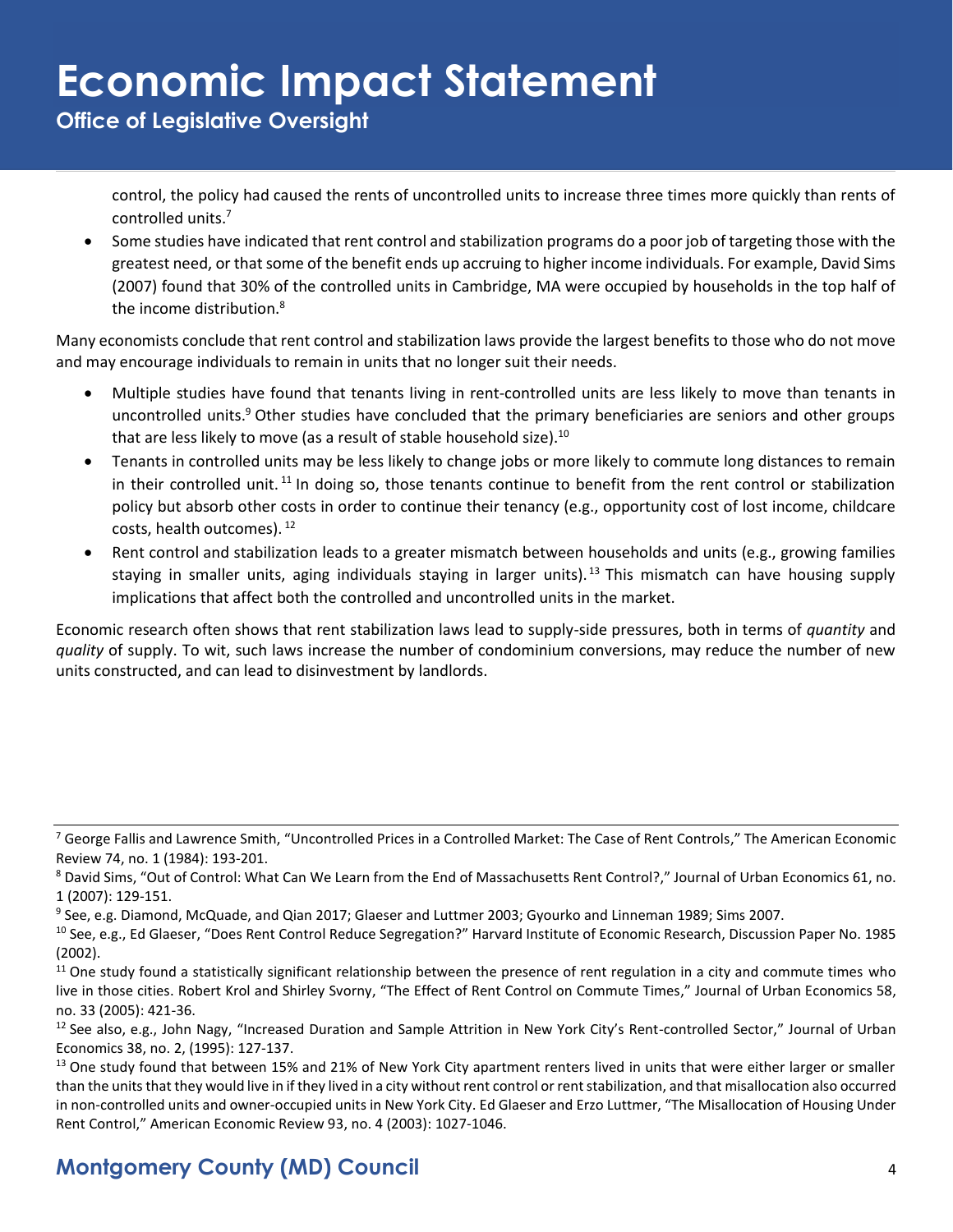control, the policy had caused the rents of uncontrolled units to increase three times more quickly than rents of controlled units.[7]

- Some studies have indicated that rent control and stabilization programs do a poor job of targeting those with the greatest need, or that some of the benefit ends up accruing to higher income individuals. For example, David Sims (2007) found that 30% of the controlled units in Cambridge, MA were occupied by households in the top half of the income distribution.[8]

Many economists conclude that rent control and stabilization laws provide the largest benefits to those who do not move and may encourage individuals to remain in units that no longer suit their needs.

- Multiple studies have found that tenants living in rent-controlled units are less likely to move than tenants in uncontrolled units.[9] Other studies have concluded that the primary beneficiaries are seniors and other groups that are less likely to move (as a result of stable household size).[10]
- Tenants in controlled units may be less likely to change jobs or more likely to commute long distances to remain in their controlled unit.[11] In doing so, those tenants continue to benefit from the rent control or stabilization policy but absorb other costs in order to continue their tenancy (e.g., opportunity cost of lost income, childcare costs, health outcomes).[12]
- Rent control and stabilization leads to a greater mismatch between households and units (e.g., growing families staying in smaller units, aging individuals staying in larger units).[13] This mismatch can have housing supply implications that affect both the controlled and uncontrolled units in the market.

Economic research often shows that rent stabilization laws lead to supply-side pressures, both in terms of *quantity* and *quality* of supply. To wit, such laws increase the number of condominium conversions, may reduce the number of new units constructed, and can lead to disinvestment by landlords.

---

[7] George Fallis and Lawrence Smith, "Uncontrolled Prices in a Controlled Market: The Case of Rent Controls," The American Economic Review 74, no. 1 (1984): 193-201.

[8] David Sims, "Out of Control: What Can We Learn from the End of Massachusetts Rent Control?," Journal of Urban Economics 61, no. 1 (2007): 129-151.

[9] See, e.g. Diamond, McQuade, and Qian 2017; Glaeser and Luttmer 2003; Gyourko and Linneman 1989; Sims 2007.

[10] See, e.g., Ed Glaeser, "Does Rent Control Reduce Segregation?" Harvard Institute of Economic Research, Discussion Paper No. 1985 (2002).

[11] One study found a statistically significant relationship between the presence of rent regulation in a city and commute times who live in those cities. Robert Krol and Shirley Svorny, "The Effect of Rent Control on Commute Times," Journal of Urban Economics 58, no. 33 (2005): 421-36.

[12] See also, e.g., John Nagy, "Increased Duration and Sample Attrition in New York City's Rent-controlled Sector," Journal of Urban Economics 38, no. 2, (1995): 127-137.

[13] One study found that between 15% and 21% of New York City apartment renters lived in units that were either larger or smaller than the units that they would live in if they lived in a city without rent control or rent stabilization, and that misallocation also occurred in non-controlled units and owner-occupied units in New York City. Ed Glaeser and Erzo Luttmer, "The Misallocation of Housing Under Rent Control," American Economic Review 93, no. 4 (2003): 1027-1046.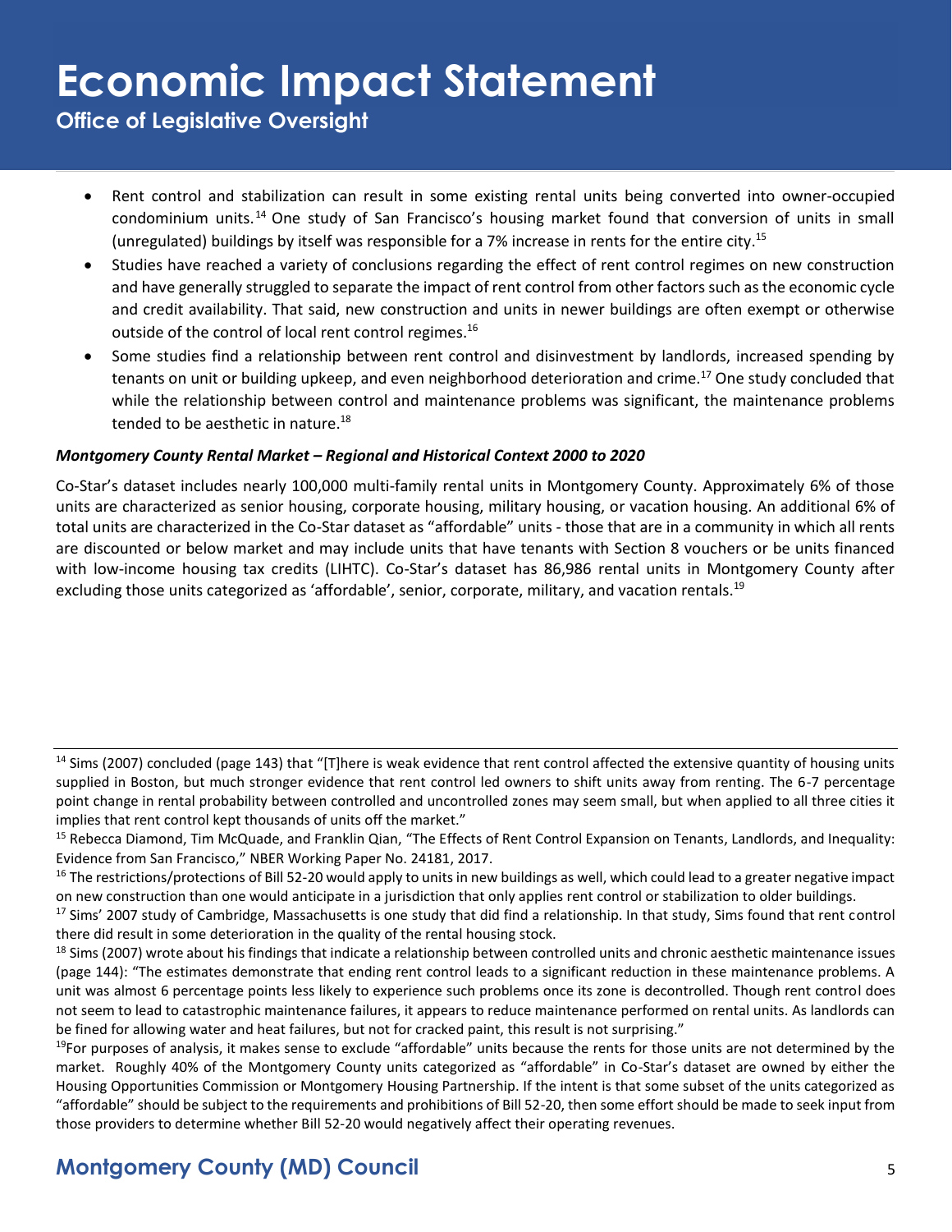- Rent control and stabilization can result in some existing rental units being converted into owner-occupied condominium units.[14] One study of San Francisco's housing market found that conversion of units in small (unregulated) buildings by itself was responsible for a 7% increase in rents for the entire city.[15]
- Studies have reached a variety of conclusions regarding the effect of rent control regimes on new construction and have generally struggled to separate the impact of rent control from other factors such as the economic cycle and credit availability. That said, new construction and units in newer buildings are often exempt or otherwise outside of the control of local rent control regimes.[16]
- Some studies find a relationship between rent control and disinvestment by landlords, increased spending by tenants on unit or building upkeep, and even neighborhood deterioration and crime.[17] One study concluded that while the relationship between control and maintenance problems was significant, the maintenance problems tended to be aesthetic in nature.[18]

***Montgomery County Rental Market – Regional and Historical Context 2000 to 2020***

Co-Star's dataset includes nearly 100,000 multi-family rental units in Montgomery County. Approximately 6% of those units are characterized as senior housing, corporate housing, military housing, or vacation housing. An additional 6% of total units are characterized in the Co-Star dataset as "affordable" units - those that are in a community in which all rents are discounted or below market and may include units that have tenants with Section 8 vouchers or be units financed with low-income housing tax credits (LIHTC). Co-Star's dataset has 86,986 rental units in Montgomery County after excluding those units categorized as 'affordable', senior, corporate, military, and vacation rentals.[19]

---

[14] Sims (2007) concluded (page 143) that "[T]here is weak evidence that rent control affected the extensive quantity of housing units supplied in Boston, but much stronger evidence that rent control led owners to shift units away from renting. The 6-7 percentage point change in rental probability between controlled and uncontrolled zones may seem small, but when applied to all three cities it implies that rent control kept thousands of units off the market."

[15] Rebecca Diamond, Tim McQuade, and Franklin Qian, "The Effects of Rent Control Expansion on Tenants, Landlords, and Inequality: Evidence from San Francisco," NBER Working Paper No. 24181, 2017.

[16] The restrictions/protections of Bill 52-20 would apply to units in new buildings as well, which could lead to a greater negative impact on new construction than one would anticipate in a jurisdiction that only applies rent control or stabilization to older buildings.

[17] Sims' 2007 study of Cambridge, Massachusetts is one study that did find a relationship. In that study, Sims found that rent control there did result in some deterioration in the quality of the rental housing stock.

[18] Sims (2007) wrote about his findings that indicate a relationship between controlled units and chronic aesthetic maintenance issues (page 144): "The estimates demonstrate that ending rent control leads to a significant reduction in these maintenance problems. A unit was almost 6 percentage points less likely to experience such problems once its zone is decontrolled. Though rent control does not seem to lead to catastrophic maintenance failures, it appears to reduce maintenance performed on rental units. As landlords can be fined for allowing water and heat failures, but not for cracked paint, this result is not surprising."

[19] For purposes of analysis, it makes sense to exclude "affordable" units because the rents for those units are not determined by the market. Roughly 40% of the Montgomery County units categorized as "affordable" in Co-Star's dataset are owned by either the Housing Opportunities Commission or Montgomery Housing Partnership. If the intent is that some subset of the units categorized as "affordable" should be subject to the requirements and prohibitions of Bill 52-20, then some effort should be made to seek input from those providers to determine whether Bill 52-20 would negatively affect their operating revenues.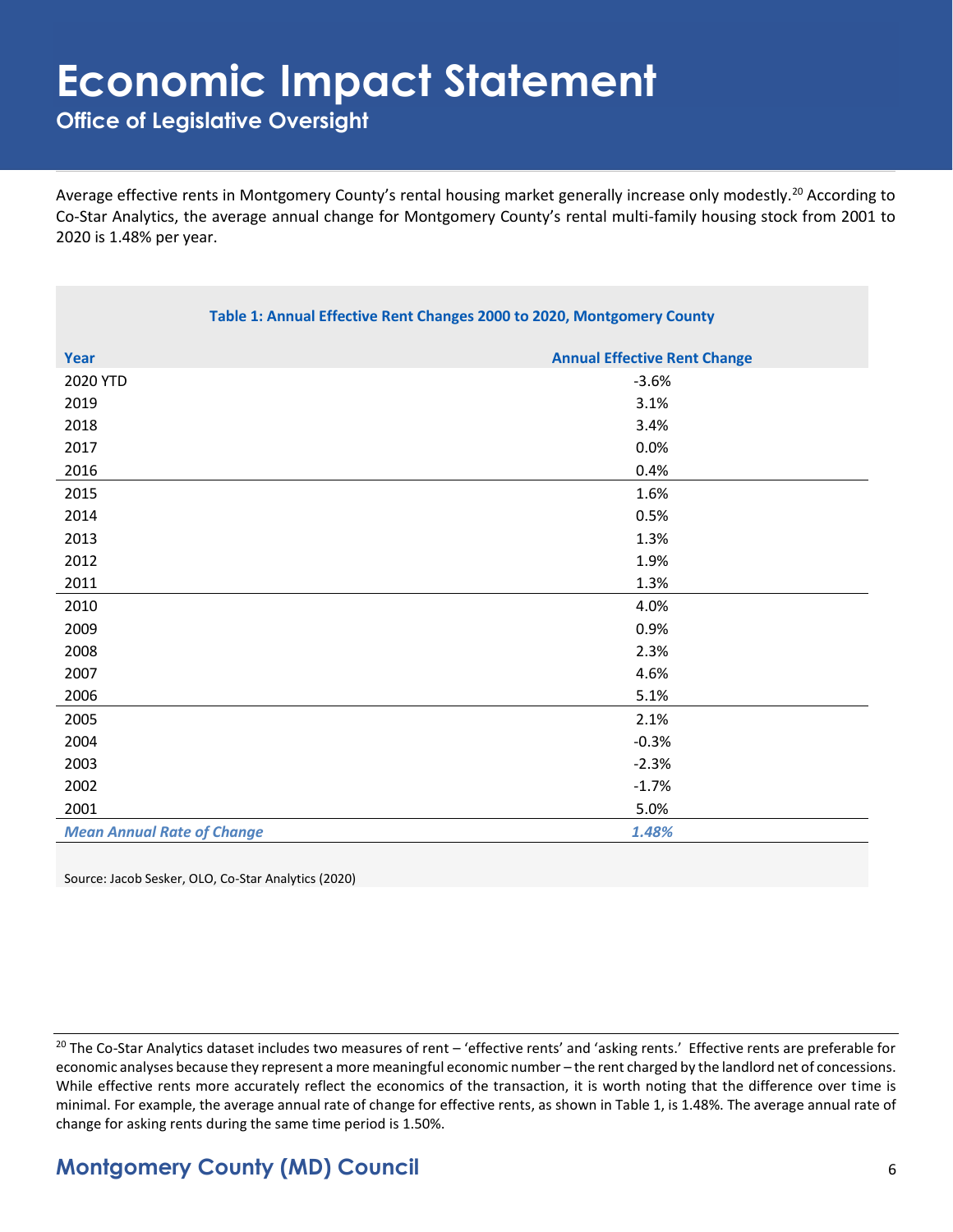Average effective rents in Montgomery County's rental housing market generally increase only modestly.[20] According to Co-Star Analytics, the average annual change for Montgomery County's rental multi-family housing stock from 2001 to 2020 is 1.48% per year.

**Table 1: Annual Effective Rent Changes 2000 to 2020, Montgomery County**

| Year | Annual Effective Rent Change |
|---|---|
| 2020 YTD | -3.6% |
| 2019 | 3.1% |
| 2018 | 3.4% |
| 2017 | 0.0% |
| 2016 | 0.4% |
| 2015 | 1.6% |
| 2014 | 0.5% |
| 2013 | 1.3% |
| 2012 | 1.9% |
| 2011 | 1.3% |
| 2010 | 4.0% |
| 2009 | 0.9% |
| 2008 | 2.3% |
| 2007 | 4.6% |
| 2006 | 5.1% |
| 2005 | 2.1% |
| 2004 | -0.3% |
| 2003 | -2.3% |
| 2002 | -1.7% |
| 2001 | 5.0% |
| ***Mean Annual Rate of Change*** | ***1.48%*** |

Source: Jacob Sesker, OLO, Co-Star Analytics (2020)

[20] The Co-Star Analytics dataset includes two measures of rent – 'effective rents' and 'asking rents.' Effective rents are preferable for economic analyses because they represent a more meaningful economic number – the rent charged by the landlord net of concessions. While effective rents more accurately reflect the economics of the transaction, it is worth noting that the difference over time is minimal. For example, the average annual rate of change for effective rents, as shown in Table 1, is 1.48%. The average annual rate of change for asking rents during the same time period is 1.50%.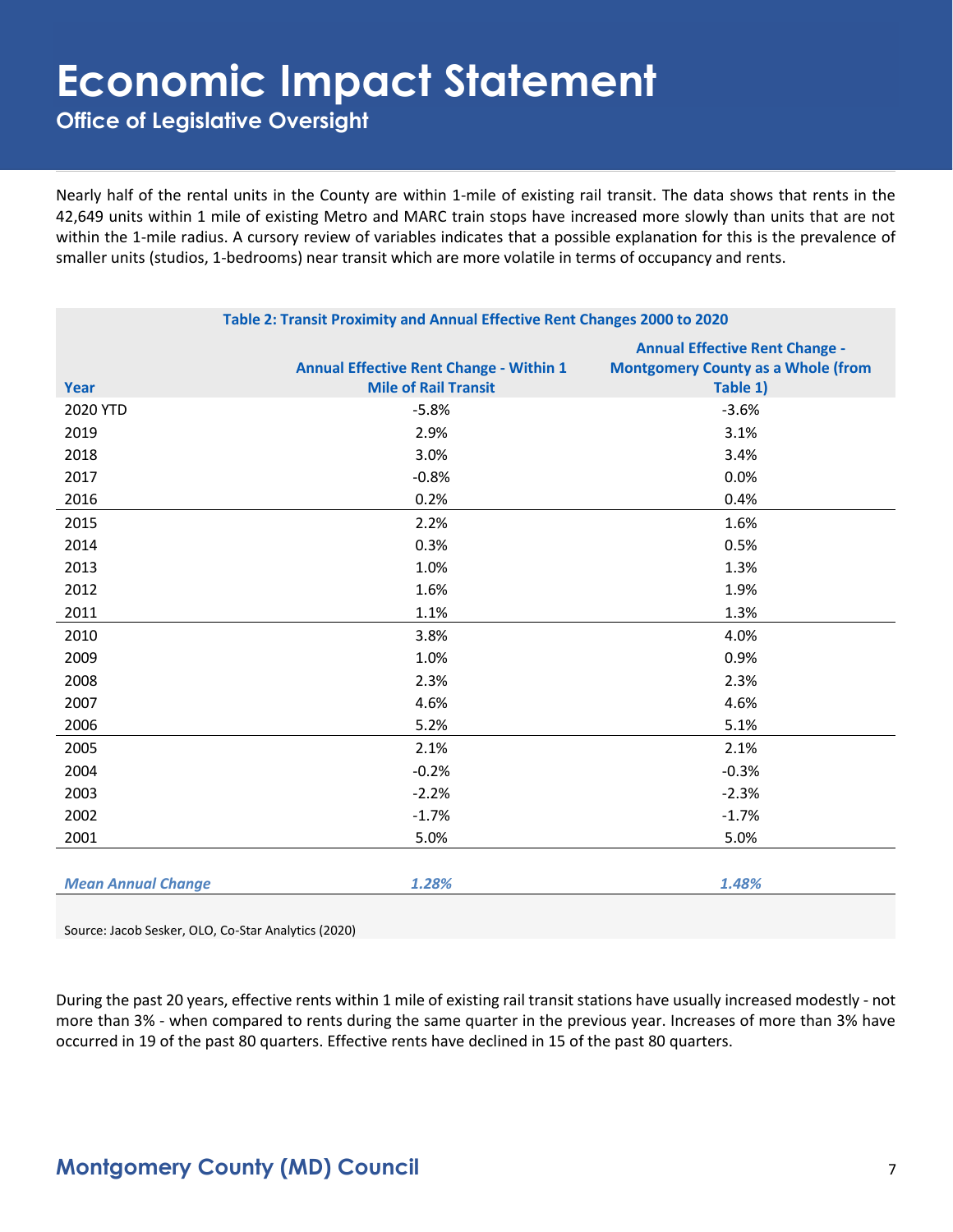# Economic Impact Statement

**Office of Legislative Oversight**

Nearly half of the rental units in the County are within 1-mile of existing rail transit. The data shows that rents in the 42,649 units within 1 mile of existing Metro and MARC train stops have increased more slowly than units that are not within the 1-mile radius. A cursory review of variables indicates that a possible explanation for this is the prevalence of smaller units (studios, 1-bedrooms) near transit which are more volatile in terms of occupancy and rents.

**Table 2: Transit Proximity and Annual Effective Rent Changes 2000 to 2020**

| Year | Annual Effective Rent Change - Within 1 Mile of Rail Transit | Annual Effective Rent Change - Montgomery County as a Whole (from Table 1) |
|---|---|---|
| 2020 YTD | -5.8% | -3.6% |
| 2019 | 2.9% | 3.1% |
| 2018 | 3.0% | 3.4% |
| 2017 | -0.8% | 0.0% |
| 2016 | 0.2% | 0.4% |
| 2015 | 2.2% | 1.6% |
| 2014 | 0.3% | 0.5% |
| 2013 | 1.0% | 1.3% |
| 2012 | 1.6% | 1.9% |
| 2011 | 1.1% | 1.3% |
| 2010 | 3.8% | 4.0% |
| 2009 | 1.0% | 0.9% |
| 2008 | 2.3% | 2.3% |
| 2007 | 4.6% | 4.6% |
| 2006 | 5.2% | 5.1% |
| 2005 | 2.1% | 2.1% |
| 2004 | -0.2% | -0.3% |
| 2003 | -2.2% | -2.3% |
| 2002 | -1.7% | -1.7% |
| 2001 | 5.0% | 5.0% |
| *Mean Annual Change* | *1.28%* | *1.48%* |

Source: Jacob Sesker, OLO, Co-Star Analytics (2020)

During the past 20 years, effective rents within 1 mile of existing rail transit stations have usually increased modestly - not more than 3% - when compared to rents during the same quarter in the previous year. Increases of more than 3% have occurred in 19 of the past 80 quarters. Effective rents have declined in 15 of the past 80 quarters.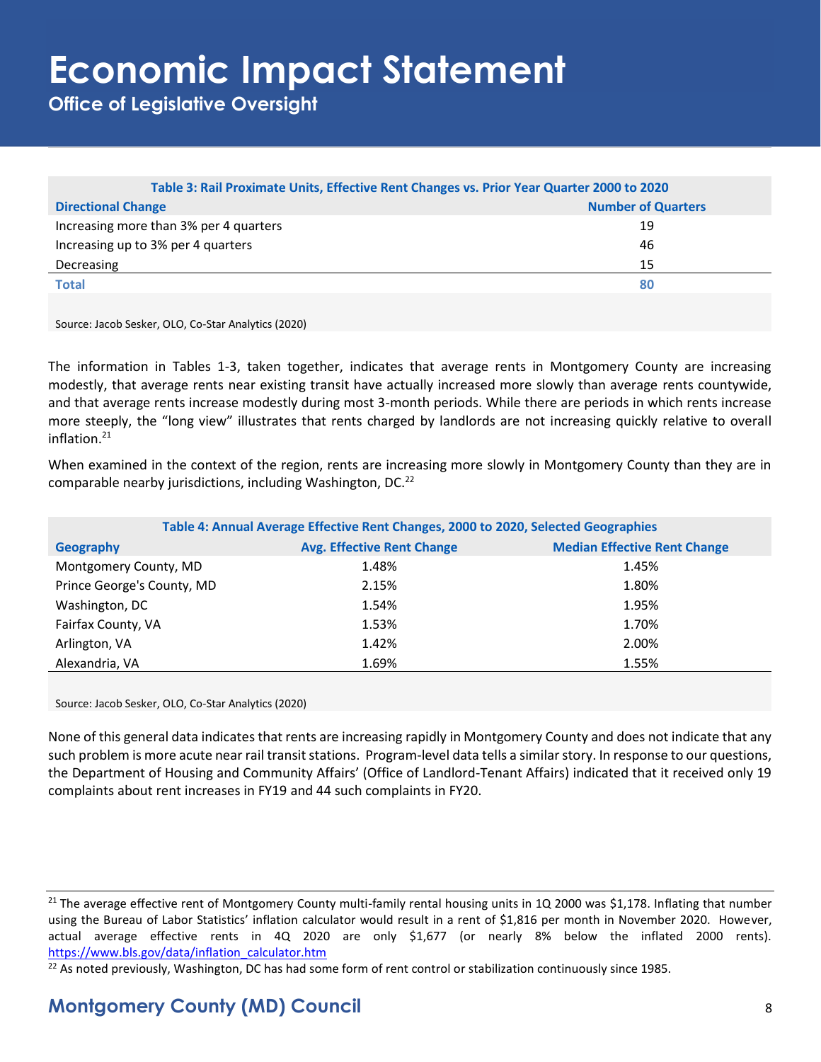**Table 3: Rail Proximate Units, Effective Rent Changes vs. Prior Year Quarter 2000 to 2020**

| Directional Change | Number of Quarters |
|---|---|
| Increasing more than 3% per 4 quarters | 19 |
| Increasing up to 3% per 4 quarters | 46 |
| Decreasing | 15 |
| **Total** | **80** |

Source: Jacob Sesker, OLO, Co-Star Analytics (2020)

The information in Tables 1-3, taken together, indicates that average rents in Montgomery County are increasing modestly, that average rents near existing transit have actually increased more slowly than average rents countywide, and that average rents increase modestly during most 3-month periods. While there are periods in which rents increase more steeply, the "long view" illustrates that rents charged by landlords are not increasing quickly relative to overall inflation.[21]

When examined in the context of the region, rents are increasing more slowly in Montgomery County than they are in comparable nearby jurisdictions, including Washington, DC.[22]

**Table 4: Annual Average Effective Rent Changes, 2000 to 2020, Selected Geographies**

| Geography | Avg. Effective Rent Change | Median Effective Rent Change |
|---|---|---|
| Montgomery County, MD | 1.48% | 1.45% |
| Prince George's County, MD | 2.15% | 1.80% |
| Washington, DC | 1.54% | 1.95% |
| Fairfax County, VA | 1.53% | 1.70% |
| Arlington, VA | 1.42% | 2.00% |
| Alexandria, VA | 1.69% | 1.55% |

Source: Jacob Sesker, OLO, Co-Star Analytics (2020)

None of this general data indicates that rents are increasing rapidly in Montgomery County and does not indicate that any such problem is more acute near rail transit stations. Program-level data tells a similar story. In response to our questions, the Department of Housing and Community Affairs' (Office of Landlord-Tenant Affairs) indicated that it received only 19 complaints about rent increases in FY19 and 44 such complaints in FY20.

---

[21] The average effective rent of Montgomery County multi-family rental housing units in 1Q 2000 was $1,178. Inflating that number using the Bureau of Labor Statistics' inflation calculator would result in a rent of $1,816 per month in November 2020. However, actual average effective rents in 4Q 2020 are only $1,677 (or nearly 8% below the inflated 2000 rents). https://www.bls.gov/data/inflation_calculator.htm

[22] As noted previously, Washington, DC has had some form of rent control or stabilization continuously since 1985.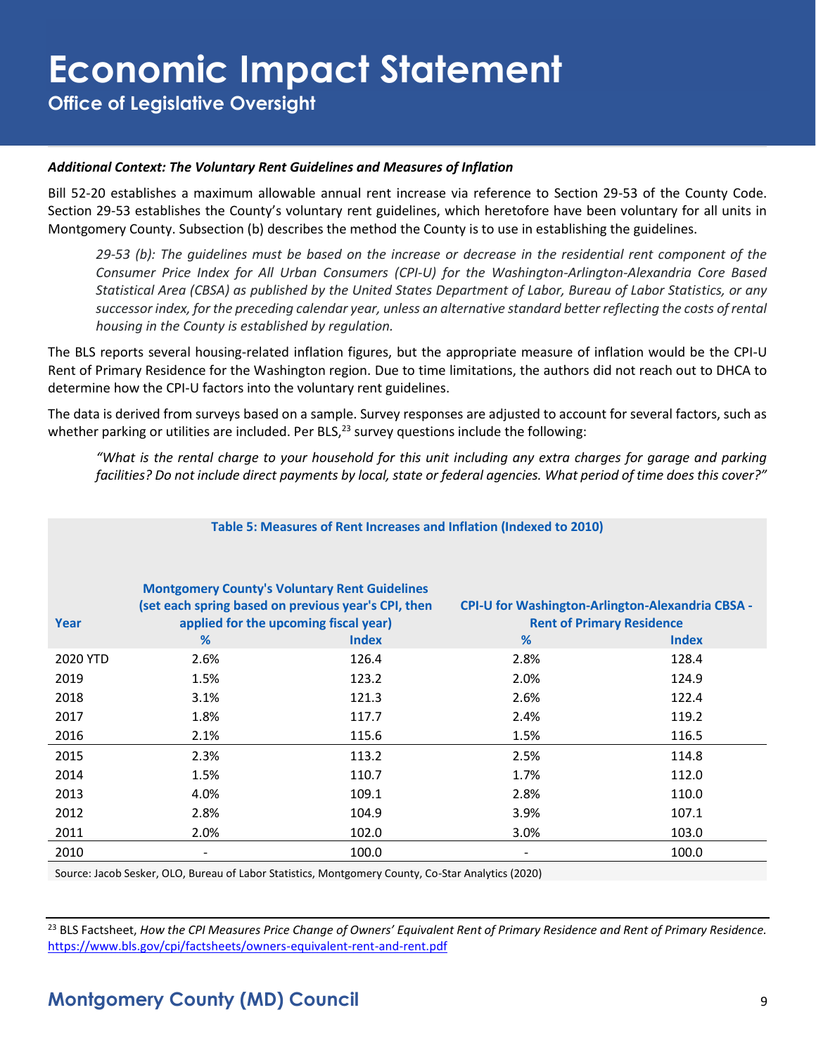### *Additional Context: The Voluntary Rent Guidelines and Measures of Inflation*

Bill 52-20 establishes a maximum allowable annual rent increase via reference to Section 29-53 of the County Code. Section 29-53 establishes the County's voluntary rent guidelines, which heretofore have been voluntary for all units in Montgomery County. Subsection (b) describes the method the County is to use in establishing the guidelines.

> *29-53 (b): The guidelines must be based on the increase or decrease in the residential rent component of the Consumer Price Index for All Urban Consumers (CPI-U) for the Washington-Arlington-Alexandria Core Based Statistical Area (CBSA) as published by the United States Department of Labor, Bureau of Labor Statistics, or any successor index, for the preceding calendar year, unless an alternative standard better reflecting the costs of rental housing in the County is established by regulation.*

The BLS reports several housing-related inflation figures, but the appropriate measure of inflation would be the CPI-U Rent of Primary Residence for the Washington region. Due to time limitations, the authors did not reach out to DHCA to determine how the CPI-U factors into the voluntary rent guidelines.

The data is derived from surveys based on a sample. Survey responses are adjusted to account for several factors, such as whether parking or utilities are included. Per BLS,[23] survey questions include the following:

> *"What is the rental charge to your household for this unit including any extra charges for garage and parking facilities? Do not include direct payments by local, state or federal agencies. What period of time does this cover?"*

**Table 5: Measures of Rent Increases and Inflation (Indexed to 2010)**

| Year | Montgomery County's Voluntary Rent Guidelines (set each spring based on previous year's CPI, then applied for the upcoming fiscal year) | | CPI-U for Washington-Arlington-Alexandria CBSA - Rent of Primary Residence | |
|---|---|---|---|---|
| | % | Index | % | Index |
| 2020 YTD | 2.6% | 126.4 | 2.8% | 128.4 |
| 2019 | 1.5% | 123.2 | 2.0% | 124.9 |
| 2018 | 3.1% | 121.3 | 2.6% | 122.4 |
| 2017 | 1.8% | 117.7 | 2.4% | 119.2 |
| 2016 | 2.1% | 115.6 | 1.5% | 116.5 |
| 2015 | 2.3% | 113.2 | 2.5% | 114.8 |
| 2014 | 1.5% | 110.7 | 1.7% | 112.0 |
| 2013 | 4.0% | 109.1 | 2.8% | 110.0 |
| 2012 | 2.8% | 104.9 | 3.9% | 107.1 |
| 2011 | 2.0% | 102.0 | 3.0% | 103.0 |
| 2010 | - | 100.0 | - | 100.0 |

Source: Jacob Sesker, OLO, Bureau of Labor Statistics, Montgomery County, Co-Star Analytics (2020)

[23] BLS Factsheet, *How the CPI Measures Price Change of Owners' Equivalent Rent of Primary Residence and Rent of Primary Residence.* https://www.bls.gov/cpi/factsheets/owners-equivalent-rent-and-rent.pdf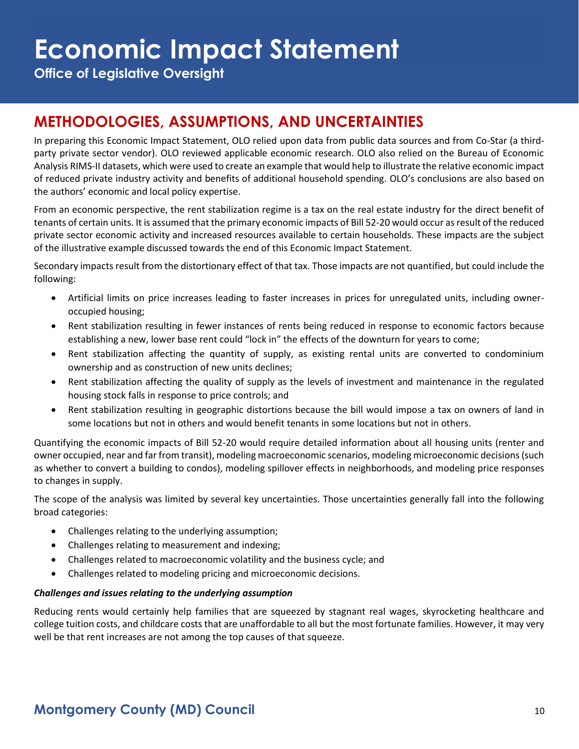## METHODOLOGIES, ASSUMPTIONS, AND UNCERTAINTIES

In preparing this Economic Impact Statement, OLO relied upon data from public data sources and from Co-Star (a third-party private sector vendor). OLO reviewed applicable economic research. OLO also relied on the Bureau of Economic Analysis RIMS-II datasets, which were used to create an example that would help to illustrate the relative economic impact of reduced private industry activity and benefits of additional household spending. OLO's conclusions are also based on the authors' economic and local policy expertise.

From an economic perspective, the rent stabilization regime is a tax on the real estate industry for the direct benefit of tenants of certain units. It is assumed that the primary economic impacts of Bill 52-20 would occur as result of the reduced private sector economic activity and increased resources available to certain households. These impacts are the subject of the illustrative example discussed towards the end of this Economic Impact Statement.

Secondary impacts result from the distortionary effect of that tax. Those impacts are not quantified, but could include the following:

- Artificial limits on price increases leading to faster increases in prices for unregulated units, including owner-occupied housing;
- Rent stabilization resulting in fewer instances of rents being reduced in response to economic factors because establishing a new, lower base rent could "lock in" the effects of the downturn for years to come;
- Rent stabilization affecting the quantity of supply, as existing rental units are converted to condominium ownership and as construction of new units declines;
- Rent stabilization affecting the quality of supply as the levels of investment and maintenance in the regulated housing stock falls in response to price controls; and
- Rent stabilization resulting in geographic distortions because the bill would impose a tax on owners of land in some locations but not in others and would benefit tenants in some locations but not in others.

Quantifying the economic impacts of Bill 52-20 would require detailed information about all housing units (renter and owner occupied, near and far from transit), modeling macroeconomic scenarios, modeling microeconomic decisions (such as whether to convert a building to condos), modeling spillover effects in neighborhoods, and modeling price responses to changes in supply.

The scope of the analysis was limited by several key uncertainties. Those uncertainties generally fall into the following broad categories:

- Challenges relating to the underlying assumption;
- Challenges relating to measurement and indexing;
- Challenges related to macroeconomic volatility and the business cycle; and
- Challenges related to modeling pricing and microeconomic decisions.

***Challenges and issues relating to the underlying assumption***

Reducing rents would certainly help families that are squeezed by stagnant real wages, skyrocketing healthcare and college tuition costs, and childcare costs that are unaffordable to all but the most fortunate families. However, it may very well be that rent increases are not among the top causes of that squeeze.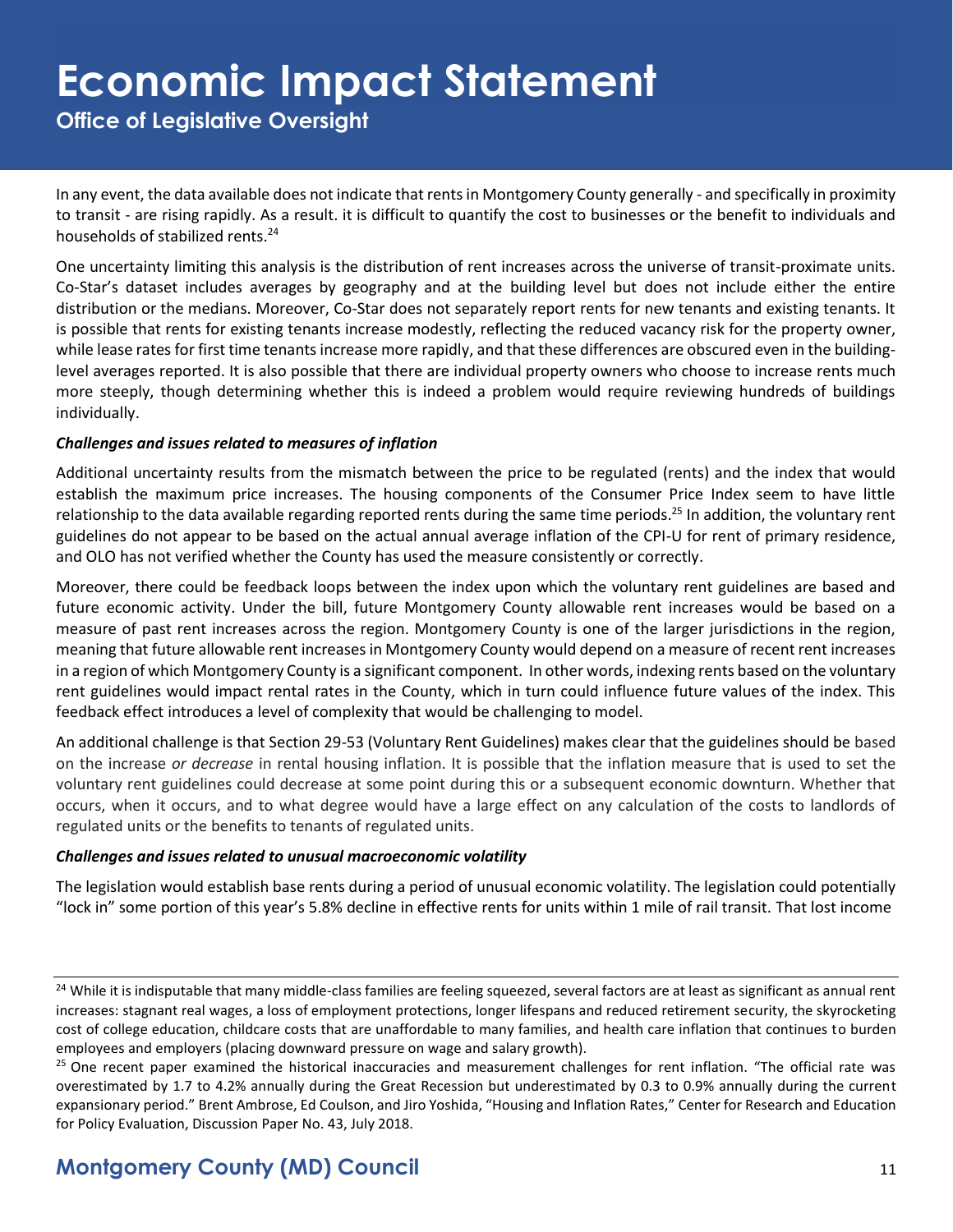In any event, the data available does not indicate that rents in Montgomery County generally - and specifically in proximity to transit - are rising rapidly. As a result. it is difficult to quantify the cost to businesses or the benefit to individuals and households of stabilized rents.[24]

One uncertainty limiting this analysis is the distribution of rent increases across the universe of transit-proximate units. Co-Star's dataset includes averages by geography and at the building level but does not include either the entire distribution or the medians. Moreover, Co-Star does not separately report rents for new tenants and existing tenants. It is possible that rents for existing tenants increase modestly, reflecting the reduced vacancy risk for the property owner, while lease rates for first time tenants increase more rapidly, and that these differences are obscured even in the building-level averages reported. It is also possible that there are individual property owners who choose to increase rents much more steeply, though determining whether this is indeed a problem would require reviewing hundreds of buildings individually.

***Challenges and issues related to measures of inflation***

Additional uncertainty results from the mismatch between the price to be regulated (rents) and the index that would establish the maximum price increases. The housing components of the Consumer Price Index seem to have little relationship to the data available regarding reported rents during the same time periods.[25] In addition, the voluntary rent guidelines do not appear to be based on the actual annual average inflation of the CPI-U for rent of primary residence, and OLO has not verified whether the County has used the measure consistently or correctly.

Moreover, there could be feedback loops between the index upon which the voluntary rent guidelines are based and future economic activity. Under the bill, future Montgomery County allowable rent increases would be based on a measure of past rent increases across the region. Montgomery County is one of the larger jurisdictions in the region, meaning that future allowable rent increases in Montgomery County would depend on a measure of recent rent increases in a region of which Montgomery County is a significant component. In other words, indexing rents based on the voluntary rent guidelines would impact rental rates in the County, which in turn could influence future values of the index. This feedback effect introduces a level of complexity that would be challenging to model.

An additional challenge is that Section 29-53 (Voluntary Rent Guidelines) makes clear that the guidelines should be based on the increase *or decrease* in rental housing inflation. It is possible that the inflation measure that is used to set the voluntary rent guidelines could decrease at some point during this or a subsequent economic downturn. Whether that occurs, when it occurs, and to what degree would have a large effect on any calculation of the costs to landlords of regulated units or the benefits to tenants of regulated units.

***Challenges and issues related to unusual macroeconomic volatility***

The legislation would establish base rents during a period of unusual economic volatility. The legislation could potentially "lock in" some portion of this year's 5.8% decline in effective rents for units within 1 mile of rail transit. That lost income

---

[24] While it is indisputable that many middle-class families are feeling squeezed, several factors are at least as significant as annual rent increases: stagnant real wages, a loss of employment protections, longer lifespans and reduced retirement security, the skyrocketing cost of college education, childcare costs that are unaffordable to many families, and health care inflation that continues to burden employees and employers (placing downward pressure on wage and salary growth).

[25] One recent paper examined the historical inaccuracies and measurement challenges for rent inflation. "The official rate was overestimated by 1.7 to 4.2% annually during the Great Recession but underestimated by 0.3 to 0.9% annually during the current expansionary period." Brent Ambrose, Ed Coulson, and Jiro Yoshida, "Housing and Inflation Rates," Center for Research and Education for Policy Evaluation, Discussion Paper No. 43, July 2018.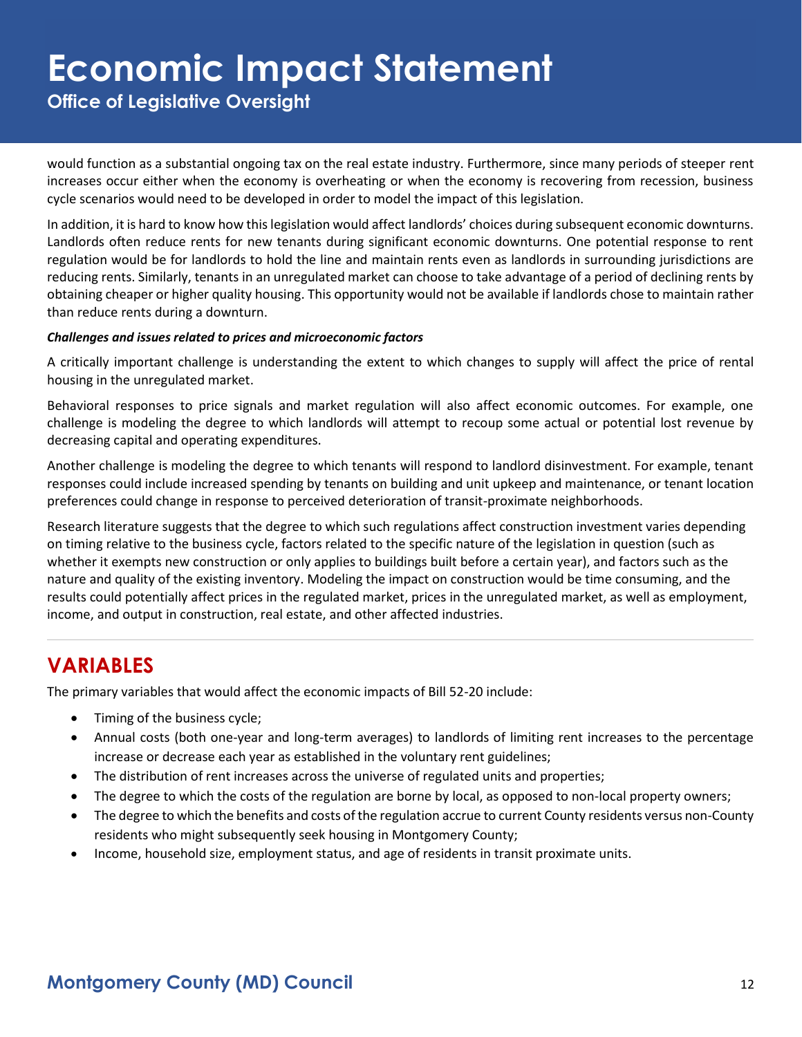would function as a substantial ongoing tax on the real estate industry. Furthermore, since many periods of steeper rent increases occur either when the economy is overheating or when the economy is recovering from recession, business cycle scenarios would need to be developed in order to model the impact of this legislation.

In addition, it is hard to know how this legislation would affect landlords' choices during subsequent economic downturns. Landlords often reduce rents for new tenants during significant economic downturns. One potential response to rent regulation would be for landlords to hold the line and maintain rents even as landlords in surrounding jurisdictions are reducing rents. Similarly, tenants in an unregulated market can choose to take advantage of a period of declining rents by obtaining cheaper or higher quality housing. This opportunity would not be available if landlords chose to maintain rather than reduce rents during a downturn.

***Challenges and issues related to prices and microeconomic factors***

A critically important challenge is understanding the extent to which changes to supply will affect the price of rental housing in the unregulated market.

Behavioral responses to price signals and market regulation will also affect economic outcomes. For example, one challenge is modeling the degree to which landlords will attempt to recoup some actual or potential lost revenue by decreasing capital and operating expenditures.

Another challenge is modeling the degree to which tenants will respond to landlord disinvestment. For example, tenant responses could include increased spending by tenants on building and unit upkeep and maintenance, or tenant location preferences could change in response to perceived deterioration of transit-proximate neighborhoods.

Research literature suggests that the degree to which such regulations affect construction investment varies depending on timing relative to the business cycle, factors related to the specific nature of the legislation in question (such as whether it exempts new construction or only applies to buildings built before a certain year), and factors such as the nature and quality of the existing inventory. Modeling the impact on construction would be time consuming, and the results could potentially affect prices in the regulated market, prices in the unregulated market, as well as employment, income, and output in construction, real estate, and other affected industries.

## VARIABLES

The primary variables that would affect the economic impacts of Bill 52-20 include:

- Timing of the business cycle;
- Annual costs (both one-year and long-term averages) to landlords of limiting rent increases to the percentage increase or decrease each year as established in the voluntary rent guidelines;
- The distribution of rent increases across the universe of regulated units and properties;
- The degree to which the costs of the regulation are borne by local, as opposed to non-local property owners;
- The degree to which the benefits and costs of the regulation accrue to current County residents versus non-County residents who might subsequently seek housing in Montgomery County;
- Income, household size, employment status, and age of residents in transit proximate units.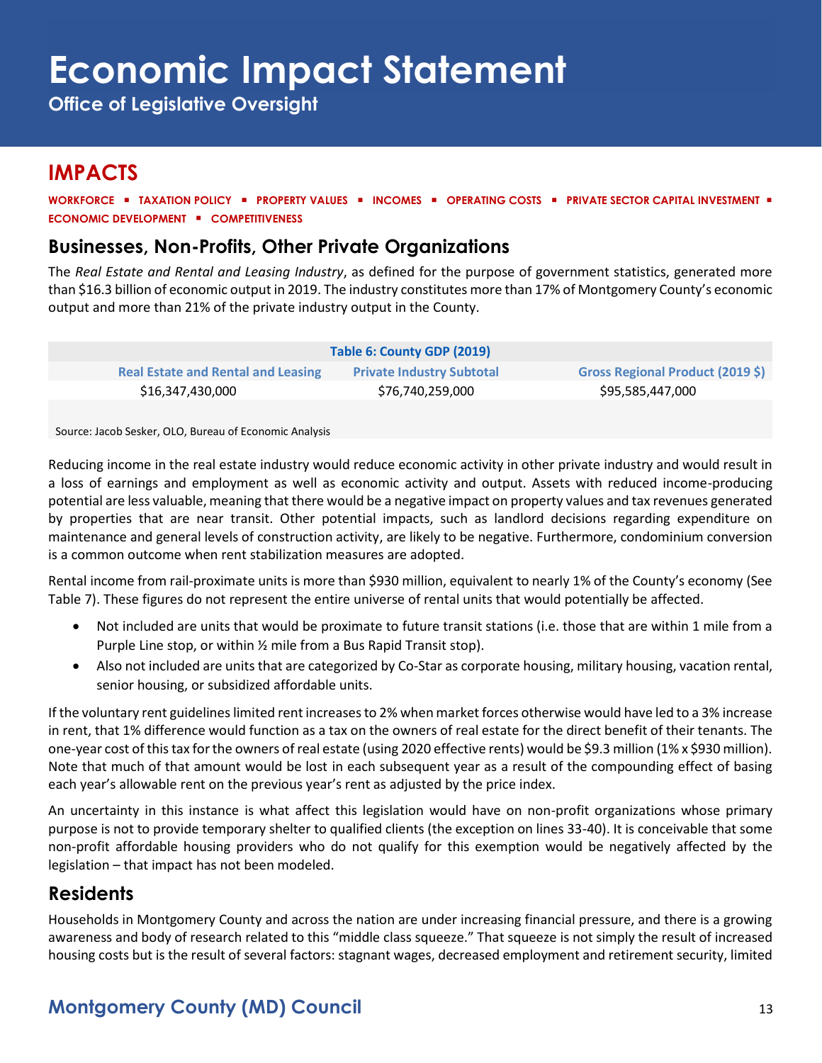# Economic Impact Statement

**Office of Legislative Oversight**

## IMPACTS

**WORKFORCE ▪ TAXATION POLICY ▪ PROPERTY VALUES ▪ INCOMES ▪ OPERATING COSTS ▪ PRIVATE SECTOR CAPITAL INVESTMENT ▪ ECONOMIC DEVELOPMENT ▪ COMPETITIVENESS**

## Businesses, Non-Profits, Other Private Organizations

The *Real Estate and Rental and Leasing Industry*, as defined for the purpose of government statistics, generated more than $16.3 billion of economic output in 2019. The industry constitutes more than 17% of Montgomery County's economic output and more than 21% of the private industry output in the County.

**Table 6: County GDP (2019)**

| Real Estate and Rental and Leasing | Private Industry Subtotal | Gross Regional Product (2019 $) |
|---|---|---|
| $16,347,430,000 | $76,740,259,000 | $95,585,447,000 |

Source: Jacob Sesker, OLO, Bureau of Economic Analysis

Reducing income in the real estate industry would reduce economic activity in other private industry and would result in a loss of earnings and employment as well as economic activity and output. Assets with reduced income-producing potential are less valuable, meaning that there would be a negative impact on property values and tax revenues generated by properties that are near transit. Other potential impacts, such as landlord decisions regarding expenditure on maintenance and general levels of construction activity, are likely to be negative. Furthermore, condominium conversion is a common outcome when rent stabilization measures are adopted.

Rental income from rail-proximate units is more than $930 million, equivalent to nearly 1% of the County's economy (See Table 7). These figures do not represent the entire universe of rental units that would potentially be affected.

- Not included are units that would be proximate to future transit stations (i.e. those that are within 1 mile from a Purple Line stop, or within ½ mile from a Bus Rapid Transit stop).
- Also not included are units that are categorized by Co-Star as corporate housing, military housing, vacation rental, senior housing, or subsidized affordable units.

If the voluntary rent guidelines limited rent increases to 2% when market forces otherwise would have led to a 3% increase in rent, that 1% difference would function as a tax on the owners of real estate for the direct benefit of their tenants. The one-year cost of this tax for the owners of real estate (using 2020 effective rents) would be $9.3 million (1% x $930 million). Note that much of that amount would be lost in each subsequent year as a result of the compounding effect of basing each year's allowable rent on the previous year's rent as adjusted by the price index.

An uncertainty in this instance is what affect this legislation would have on non-profit organizations whose primary purpose is not to provide temporary shelter to qualified clients (the exception on lines 33-40). It is conceivable that some non-profit affordable housing providers who do not qualify for this exemption would be negatively affected by the legislation – that impact has not been modeled.

## Residents

Households in Montgomery County and across the nation are under increasing financial pressure, and there is a growing awareness and body of research related to this "middle class squeeze." That squeeze is not simply the result of increased housing costs but is the result of several factors: stagnant wages, decreased employment and retirement security, limited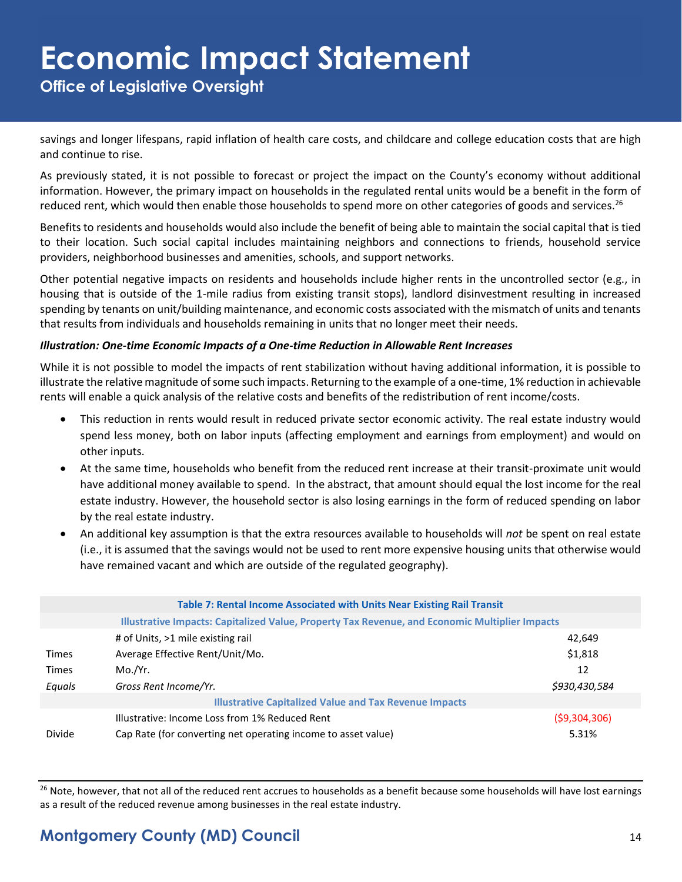savings and longer lifespans, rapid inflation of health care costs, and childcare and college education costs that are high and continue to rise.

As previously stated, it is not possible to forecast or project the impact on the County's economy without additional information. However, the primary impact on households in the regulated rental units would be a benefit in the form of reduced rent, which would then enable those households to spend more on other categories of goods and services.[26]

Benefits to residents and households would also include the benefit of being able to maintain the social capital that is tied to their location. Such social capital includes maintaining neighbors and connections to friends, household service providers, neighborhood businesses and amenities, schools, and support networks.

Other potential negative impacts on residents and households include higher rents in the uncontrolled sector (e.g., in housing that is outside of the 1-mile radius from existing transit stops), landlord disinvestment resulting in increased spending by tenants on unit/building maintenance, and economic costs associated with the mismatch of units and tenants that results from individuals and households remaining in units that no longer meet their needs.

***Illustration: One-time Economic Impacts of a One-time Reduction in Allowable Rent Increases***

While it is not possible to model the impacts of rent stabilization without having additional information, it is possible to illustrate the relative magnitude of some such impacts. Returning to the example of a one-time, 1% reduction in achievable rents will enable a quick analysis of the relative costs and benefits of the redistribution of rent income/costs.

- This reduction in rents would result in reduced private sector economic activity. The real estate industry would spend less money, both on labor inputs (affecting employment and earnings from employment) and would on other inputs.
- At the same time, households who benefit from the reduced rent increase at their transit-proximate unit would have additional money available to spend. In the abstract, that amount should equal the lost income for the real estate industry. However, the household sector is also losing earnings in the form of reduced spending on labor by the real estate industry.
- An additional key assumption is that the extra resources available to households will *not* be spent on real estate (i.e., it is assumed that the savings would not be used to rent more expensive housing units that otherwise would have remained vacant and which are outside of the regulated geography).

| Table 7: Rental Income Associated with Units Near Existing Rail Transit | | |
|---|---|---|
| **Illustrative Impacts: Capitalized Value, Property Tax Revenue, and Economic Multiplier Impacts** | | |
| | # of Units, >1 mile existing rail | 42,649 |
| Times | Average Effective Rent/Unit/Mo. | $1,818 |
| Times | Mo./Yr. | 12 |
| *Equals* | *Gross Rent Income/Yr.* | *$930,430,584* |
| **Illustrative Capitalized Value and Tax Revenue Impacts** | | |
| | Illustrative: Income Loss from 1% Reduced Rent | ($9,304,306) |
| Divide | Cap Rate (for converting net operating income to asset value) | 5.31% |

[26] Note, however, that not all of the reduced rent accrues to households as a benefit because some households will have lost earnings as a result of the reduced revenue among businesses in the real estate industry.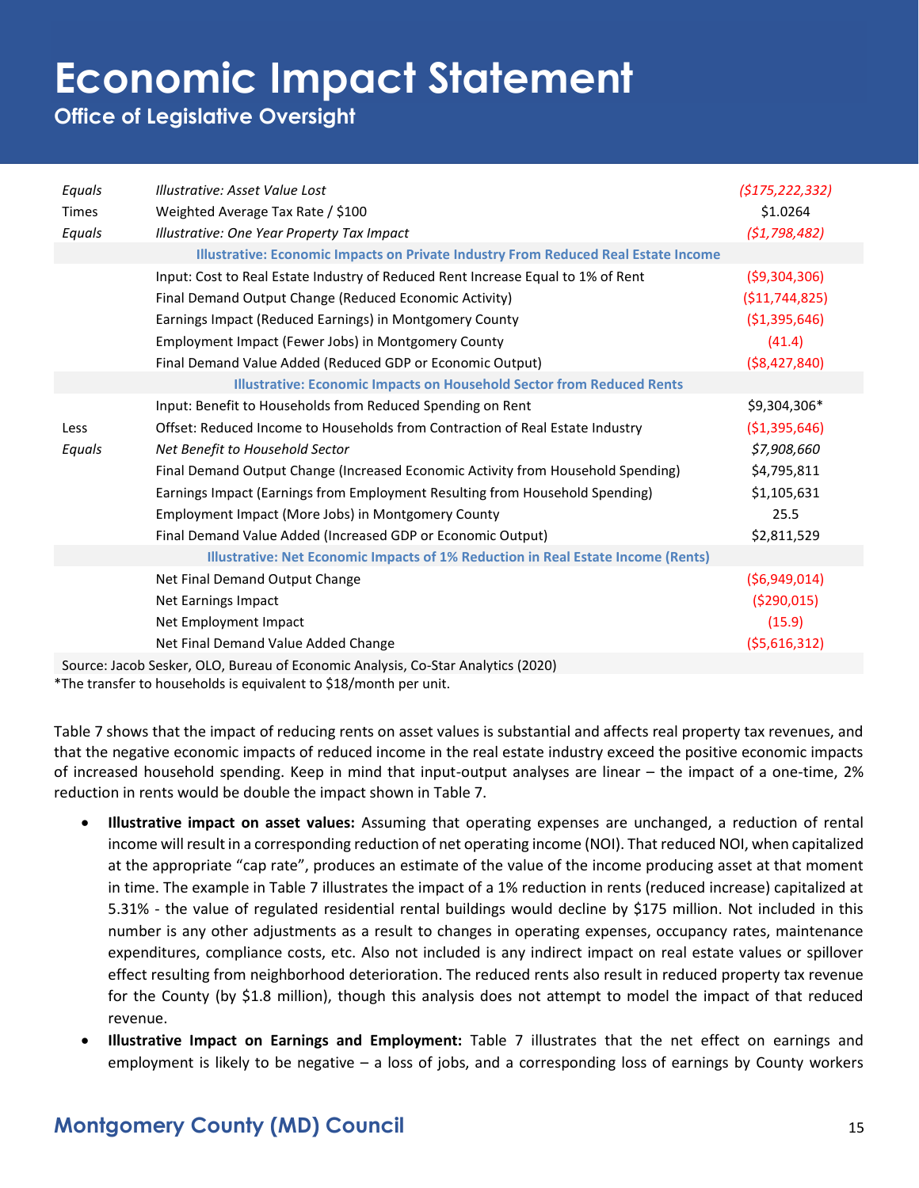| | | |
|---|---|---|
| *Equals* | *Illustrative: Asset Value Lost* | *($175,222,332)* |
| Times | Weighted Average Tax Rate / $100 | $1.0264 |
| *Equals* | *Illustrative: One Year Property Tax Impact* | *($1,798,482)* |
| | **Illustrative: Economic Impacts on Private Industry From Reduced Real Estate Income** | |
| | Input: Cost to Real Estate Industry of Reduced Rent Increase Equal to 1% of Rent | ($9,304,306) |
| | Final Demand Output Change (Reduced Economic Activity) | ($11,744,825) |
| | Earnings Impact (Reduced Earnings) in Montgomery County | ($1,395,646) |
| | Employment Impact (Fewer Jobs) in Montgomery County | (41.4) |
| | Final Demand Value Added (Reduced GDP or Economic Output) | ($8,427,840) |
| | **Illustrative: Economic Impacts on Household Sector from Reduced Rents** | |
| | Input: Benefit to Households from Reduced Spending on Rent | $9,304,306* |
| Less | Offset: Reduced Income to Households from Contraction of Real Estate Industry | ($1,395,646) |
| *Equals* | *Net Benefit to Household Sector* | *$7,908,660* |
| | Final Demand Output Change (Increased Economic Activity from Household Spending) | $4,795,811 |
| | Earnings Impact (Earnings from Employment Resulting from Household Spending) | $1,105,631 |
| | Employment Impact (More Jobs) in Montgomery County | 25.5 |
| | Final Demand Value Added (Increased GDP or Economic Output) | $2,811,529 |
| | **Illustrative: Net Economic Impacts of 1% Reduction in Real Estate Income (Rents)** | |
| | Net Final Demand Output Change | ($6,949,014) |
| | Net Earnings Impact | ($290,015) |
| | Net Employment Impact | (15.9) |
| | Net Final Demand Value Added Change | ($5,616,312) |

Source: Jacob Sesker, OLO, Bureau of Economic Analysis, Co-Star Analytics (2020)

*The transfer to households is equivalent to $18/month per unit.

Table 7 shows that the impact of reducing rents on asset values is substantial and affects real property tax revenues, and that the negative economic impacts of reduced income in the real estate industry exceed the positive economic impacts of increased household spending. Keep in mind that input-output analyses are linear – the impact of a one-time, 2% reduction in rents would be double the impact shown in Table 7.

- **Illustrative impact on asset values:** Assuming that operating expenses are unchanged, a reduction of rental income will result in a corresponding reduction of net operating income (NOI). That reduced NOI, when capitalized at the appropriate "cap rate", produces an estimate of the value of the income producing asset at that moment in time. The example in Table 7 illustrates the impact of a 1% reduction in rents (reduced increase) capitalized at 5.31% - the value of regulated residential rental buildings would decline by $175 million. Not included in this number is any other adjustments as a result to changes in operating expenses, occupancy rates, maintenance expenditures, compliance costs, etc. Also not included is any indirect impact on real estate values or spillover effect resulting from neighborhood deterioration. The reduced rents also result in reduced property tax revenue for the County (by $1.8 million), though this analysis does not attempt to model the impact of that reduced revenue.
- **Illustrative Impact on Earnings and Employment:** Table 7 illustrates that the net effect on earnings and employment is likely to be negative – a loss of jobs, and a corresponding loss of earnings by County workers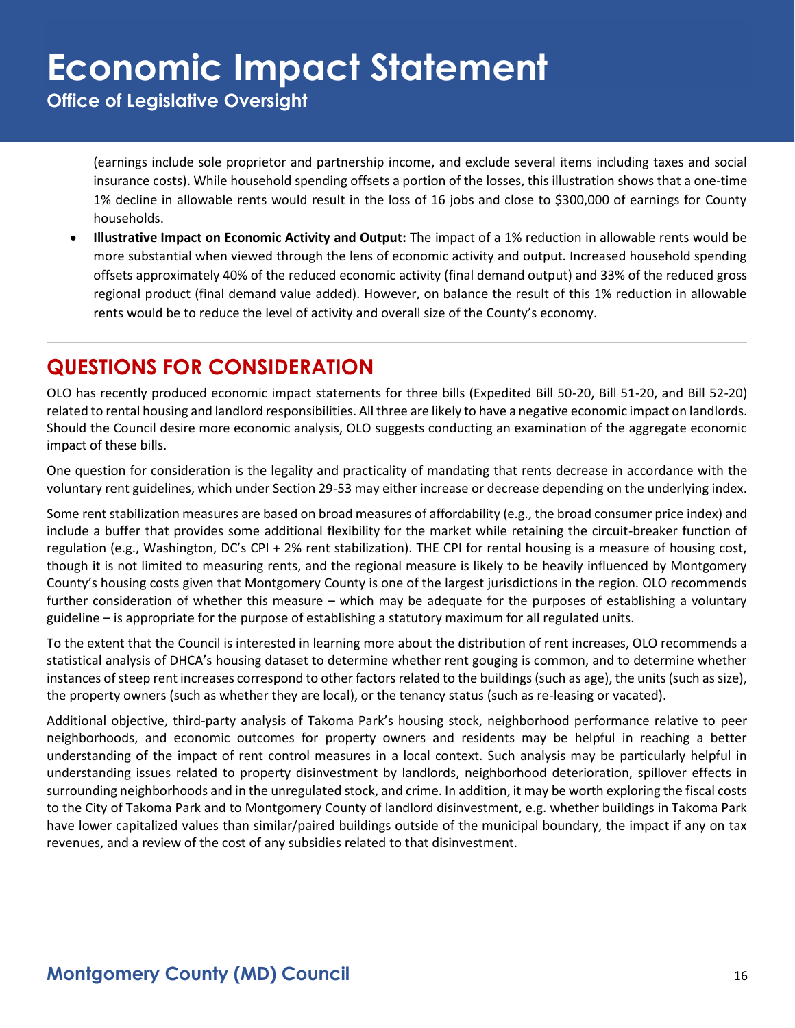(earnings include sole proprietor and partnership income, and exclude several items including taxes and social insurance costs). While household spending offsets a portion of the losses, this illustration shows that a one-time 1% decline in allowable rents would result in the loss of 16 jobs and close to $300,000 of earnings for County households.

- **Illustrative Impact on Economic Activity and Output:** The impact of a 1% reduction in allowable rents would be more substantial when viewed through the lens of economic activity and output. Increased household spending offsets approximately 40% of the reduced economic activity (final demand output) and 33% of the reduced gross regional product (final demand value added). However, on balance the result of this 1% reduction in allowable rents would be to reduce the level of activity and overall size of the County's economy.

## QUESTIONS FOR CONSIDERATION

OLO has recently produced economic impact statements for three bills (Expedited Bill 50-20, Bill 51-20, and Bill 52-20) related to rental housing and landlord responsibilities. All three are likely to have a negative economic impact on landlords. Should the Council desire more economic analysis, OLO suggests conducting an examination of the aggregate economic impact of these bills.

One question for consideration is the legality and practicality of mandating that rents decrease in accordance with the voluntary rent guidelines, which under Section 29-53 may either increase or decrease depending on the underlying index.

Some rent stabilization measures are based on broad measures of affordability (e.g., the broad consumer price index) and include a buffer that provides some additional flexibility for the market while retaining the circuit-breaker function of regulation (e.g., Washington, DC's CPI + 2% rent stabilization). THE CPI for rental housing is a measure of housing cost, though it is not limited to measuring rents, and the regional measure is likely to be heavily influenced by Montgomery County's housing costs given that Montgomery County is one of the largest jurisdictions in the region. OLO recommends further consideration of whether this measure – which may be adequate for the purposes of establishing a voluntary guideline – is appropriate for the purpose of establishing a statutory maximum for all regulated units.

To the extent that the Council is interested in learning more about the distribution of rent increases, OLO recommends a statistical analysis of DHCA's housing dataset to determine whether rent gouging is common, and to determine whether instances of steep rent increases correspond to other factors related to the buildings (such as age), the units (such as size), the property owners (such as whether they are local), or the tenancy status (such as re-leasing or vacated).

Additional objective, third-party analysis of Takoma Park's housing stock, neighborhood performance relative to peer neighborhoods, and economic outcomes for property owners and residents may be helpful in reaching a better understanding of the impact of rent control measures in a local context. Such analysis may be particularly helpful in understanding issues related to property disinvestment by landlords, neighborhood deterioration, spillover effects in surrounding neighborhoods and in the unregulated stock, and crime. In addition, it may be worth exploring the fiscal costs to the City of Takoma Park and to Montgomery County of landlord disinvestment, e.g. whether buildings in Takoma Park have lower capitalized values than similar/paired buildings outside of the municipal boundary, the impact if any on tax revenues, and a review of the cost of any subsidies related to that disinvestment.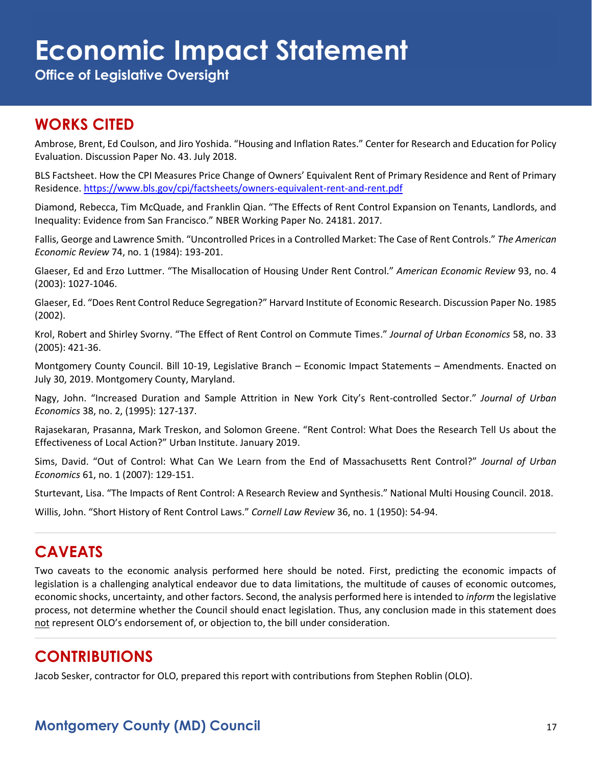# Economic Impact Statement

**Office of Legislative Oversight**

## WORKS CITED

Ambrose, Brent, Ed Coulson, and Jiro Yoshida. "Housing and Inflation Rates." Center for Research and Education for Policy Evaluation. Discussion Paper No. 43. July 2018.

BLS Factsheet. How the CPI Measures Price Change of Owners' Equivalent Rent of Primary Residence and Rent of Primary Residence. https://www.bls.gov/cpi/factsheets/owners-equivalent-rent-and-rent.pdf

Diamond, Rebecca, Tim McQuade, and Franklin Qian. "The Effects of Rent Control Expansion on Tenants, Landlords, and Inequality: Evidence from San Francisco." NBER Working Paper No. 24181. 2017.

Fallis, George and Lawrence Smith. "Uncontrolled Prices in a Controlled Market: The Case of Rent Controls." *The American Economic Review* 74, no. 1 (1984): 193-201.

Glaeser, Ed and Erzo Luttmer. "The Misallocation of Housing Under Rent Control." *American Economic Review* 93, no. 4 (2003): 1027-1046.

Glaeser, Ed. "Does Rent Control Reduce Segregation?" Harvard Institute of Economic Research. Discussion Paper No. 1985 (2002).

Krol, Robert and Shirley Svorny. "The Effect of Rent Control on Commute Times." *Journal of Urban Economics* 58, no. 33 (2005): 421-36.

Montgomery County Council. Bill 10-19, Legislative Branch – Economic Impact Statements – Amendments. Enacted on July 30, 2019. Montgomery County, Maryland.

Nagy, John. "Increased Duration and Sample Attrition in New York City's Rent-controlled Sector." *Journal of Urban Economics* 38, no. 2, (1995): 127-137.

Rajasekaran, Prasanna, Mark Treskon, and Solomon Greene. "Rent Control: What Does the Research Tell Us about the Effectiveness of Local Action?" Urban Institute. January 2019.

Sims, David. "Out of Control: What Can We Learn from the End of Massachusetts Rent Control?" *Journal of Urban Economics* 61, no. 1 (2007): 129-151.

Sturtevant, Lisa. "The Impacts of Rent Control: A Research Review and Synthesis." National Multi Housing Council. 2018.

Willis, John. "Short History of Rent Control Laws." *Cornell Law Review* 36, no. 1 (1950): 54-94.

## CAVEATS

Two caveats to the economic analysis performed here should be noted. First, predicting the economic impacts of legislation is a challenging analytical endeavor due to data limitations, the multitude of causes of economic outcomes, economic shocks, uncertainty, and other factors. Second, the analysis performed here is intended to *inform* the legislative process, not determine whether the Council should enact legislation. Thus, any conclusion made in this statement does not represent OLO's endorsement of, or objection to, the bill under consideration.

## CONTRIBUTIONS

Jacob Sesker, contractor for OLO, prepared this report with contributions from Stephen Roblin (OLO).